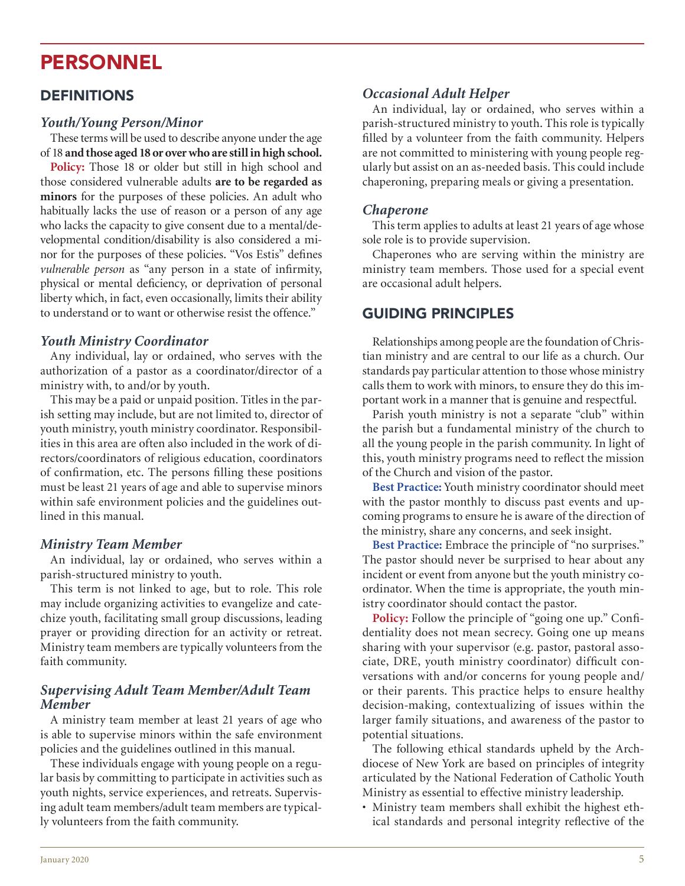# PERSONNEL

## DEFINITIONS

### *Youth/Young Person/Minor*

These terms will be used to describe anyone under the age of 18 **and those aged 18 or over who are still in high school.**

**Policy:** Those 18 or older but still in high school and those considered vulnerable adults **are to be regarded as minors** for the purposes of these policies. An adult who habitually lacks the use of reason or a person of any age who lacks the capacity to give consent due to a mental/developmental condition/disability is also considered a minor for the purposes of these policies. "Vos Estis" defines *vulnerable person* as "any person in a state of infirmity, physical or mental deficiency, or deprivation of personal liberty which, in fact, even occasionally, limits their ability to understand or to want or otherwise resist the offence."

### *Youth Ministry Coordinator*

Any individual, lay or ordained, who serves with the authorization of a pastor as a coordinator/director of a ministry with, to and/or by youth.

This may be a paid or unpaid position. Titles in the parish setting may include, but are not limited to, director of youth ministry, youth ministry coordinator. Responsibilities in this area are often also included in the work of directors/coordinators of religious education, coordinators of confirmation, etc. The persons filling these positions must be least 21 years of age and able to supervise minors within safe environment policies and the guidelines outlined in this manual.

### *Ministry Team Member*

An individual, lay or ordained, who serves within a parish-structured ministry to youth.

This term is not linked to age, but to role. This role may include organizing activities to evangelize and catechize youth, facilitating small group discussions, leading prayer or providing direction for an activity or retreat. Ministry team members are typically volunteers from the faith community.

### *Supervising Adult Team Member/Adult Team Member*

A ministry team member at least 21 years of age who is able to supervise minors within the safe environment policies and the guidelines outlined in this manual.

These individuals engage with young people on a regular basis by committing to participate in activities such as youth nights, service experiences, and retreats. Supervising adult team members/adult team members are typically volunteers from the faith community.

### *Occasional Adult Helper*

An individual, lay or ordained, who serves within a parish-structured ministry to youth. This role is typically filled by a volunteer from the faith community. Helpers are not committed to ministering with young people regularly but assist on an as-needed basis. This could include chaperoning, preparing meals or giving a presentation.

### *Chaperone*

This term applies to adults at least 21 years of age whose sole role is to provide supervision.

Chaperones who are serving within the ministry are ministry team members. Those used for a special event are occasional adult helpers.

## GUIDING PRINCIPLES

Relationships among people are the foundation of Christian ministry and are central to our life as a church. Our standards pay particular attention to those whose ministry calls them to work with minors, to ensure they do this important work in a manner that is genuine and respectful.

Parish youth ministry is not a separate "club" within the parish but a fundamental ministry of the church to all the young people in the parish community. In light of this, youth ministry programs need to reflect the mission of the Church and vision of the pastor.

**Best Practice:** Youth ministry coordinator should meet with the pastor monthly to discuss past events and upcoming programs to ensure he is aware of the direction of the ministry, share any concerns, and seek insight.

**Best Practice:** Embrace the principle of "no surprises." The pastor should never be surprised to hear about any incident or event from anyone but the youth ministry coordinator. When the time is appropriate, the youth ministry coordinator should contact the pastor.

**Policy:** Follow the principle of "going one up." Confidentiality does not mean secrecy. Going one up means sharing with your supervisor (e.g. pastor, pastoral associate, DRE, youth ministry coordinator) difficult conversations with and/or concerns for young people and/or their parents. This practice helps to ensure healthy decision-making, contextualizing of issues within the larger family situations, and awareness of the pastor to potential situations.

The following ethical standards upheld by the Archdiocese of New York are based on principles of integrity articulated by the National Federation of Catholic Youth Ministry as essential to effective ministry leadership.

- Ministry team members shall exhibit the highest ethical standards and personal integrity reflective of the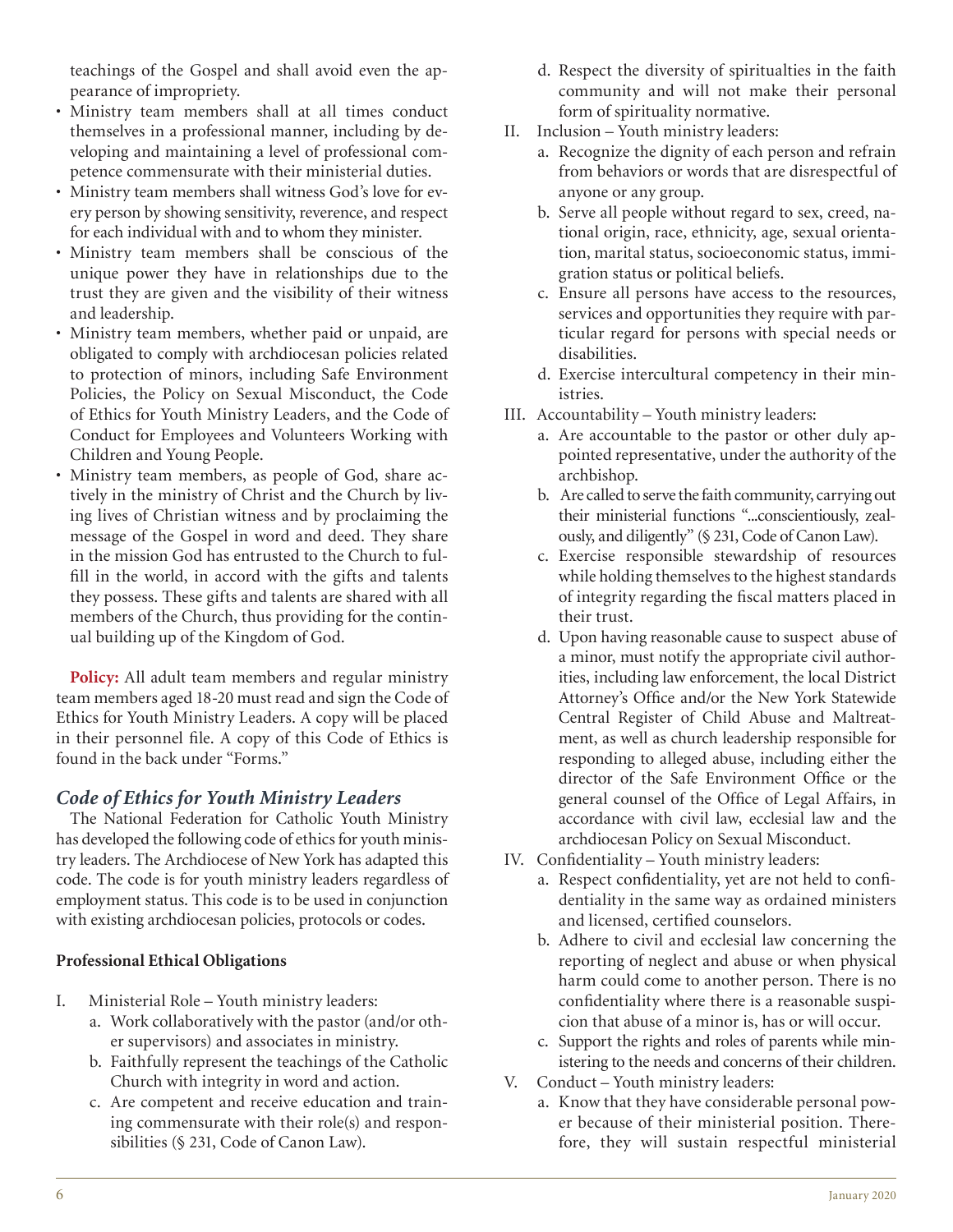teachings of the Gospel and shall avoid even the appearance of impropriety.

- Ministry team members shall at all times conduct themselves in a professional manner, including by developing and maintaining a level of professional competence commensurate with their ministerial duties.
- Ministry team members shall witness God's love for every person by showing sensitivity, reverence, and respect for each individual with and to whom they minister.
- Ministry team members shall be conscious of the unique power they have in relationships due to the trust they are given and the visibility of their witness and leadership.
- Ministry team members, whether paid or unpaid, are obligated to comply with archdiocesan policies related to protection of minors, including Safe Environment Policies, the Policy on Sexual Misconduct, the Code of Ethics for Youth Ministry Leaders, and the Code of Conduct for Employees and Volunteers Working with Children and Young People.
- Ministry team members, as people of God, share actively in the ministry of Christ and the Church by living lives of Christian witness and by proclaiming the message of the Gospel in word and deed. They share in the mission God has entrusted to the Church to fulfill in the world, in accord with the gifts and talents they possess. These gifts and talents are shared with all members of the Church, thus providing for the continual building up of the Kingdom of God.

**Policy:** All adult team members and regular ministry team members aged 18-20 must read and sign the Code of Ethics for Youth Ministry Leaders. A copy will be placed in their personnel file. A copy of this Code of Ethics is found in the back under "Forms."

## *Code of Ethics for Youth Ministry Leaders*

The National Federation for Catholic Youth Ministry has developed the following code of ethics for youth ministry leaders. The Archdiocese of New York has adapted this code. The code is for youth ministry leaders regardless of employment status. This code is to be used in conjunction with existing archdiocesan policies, protocols or codes.

**Professional Ethical Obligations**

I. Ministerial Role – Youth ministry leaders:
   a. Work collaboratively with the pastor (and/or other supervisors) and associates in ministry.
   b. Faithfully represent the teachings of the Catholic Church with integrity in word and action.
   c. Are competent and receive education and training commensurate with their role(s) and responsibilities (§ 231, Code of Canon Law).
   d. Respect the diversity of spiritualties in the faith community and will not make their personal form of spirituality normative.

II. Inclusion – Youth ministry leaders:
   a. Recognize the dignity of each person and refrain from behaviors or words that are disrespectful of anyone or any group.
   b. Serve all people without regard to sex, creed, national origin, race, ethnicity, age, sexual orientation, marital status, socioeconomic status, immigration status or political beliefs.
   c. Ensure all persons have access to the resources, services and opportunities they require with particular regard for persons with special needs or disabilities.
   d. Exercise intercultural competency in their ministries.

III. Accountability – Youth ministry leaders:
   a. Are accountable to the pastor or other duly appointed representative, under the authority of the archbishop.
   b. Are called to serve the faith community, carrying out their ministerial functions "...conscientiously, zealously, and diligently" (§ 231, Code of Canon Law).
   c. Exercise responsible stewardship of resources while holding themselves to the highest standards of integrity regarding the fiscal matters placed in their trust.
   d. Upon having reasonable cause to suspect abuse of a minor, must notify the appropriate civil authorities, including law enforcement, the local District Attorney's Office and/or the New York Statewide Central Register of Child Abuse and Maltreatment, as well as church leadership responsible for responding to alleged abuse, including either the director of the Safe Environment Office or the general counsel of the Office of Legal Affairs, in accordance with civil law, ecclesial law and the archdiocesan Policy on Sexual Misconduct.

IV. Confidentiality – Youth ministry leaders:
   a. Respect confidentiality, yet are not held to confidentiality in the same way as ordained ministers and licensed, certified counselors.
   b. Adhere to civil and ecclesial law concerning the reporting of neglect and abuse or when physical harm could come to another person. There is no confidentiality where there is a reasonable suspicion that abuse of a minor is, has or will occur.
   c. Support the rights and roles of parents while ministering to the needs and concerns of their children.

V. Conduct – Youth ministry leaders:
   a. Know that they have considerable personal power because of their ministerial position. Therefore, they will sustain respectful ministerial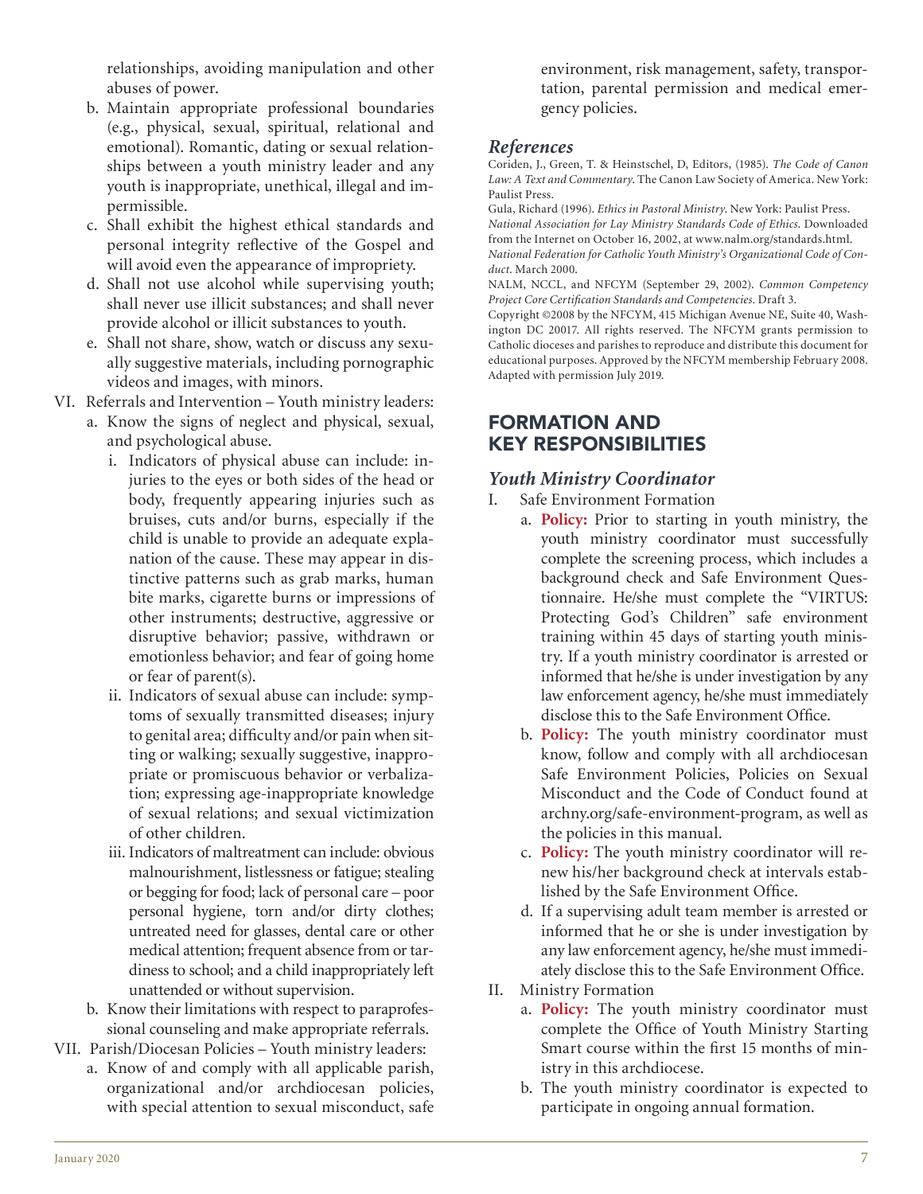relationships, avoiding manipulation and other abuses of power.

b. Maintain appropriate professional boundaries (e.g., physical, sexual, spiritual, relational and emotional). Romantic, dating or sexual relationships between a youth ministry leader and any youth is inappropriate, unethical, illegal and impermissible.

c. Shall exhibit the highest ethical standards and personal integrity reflective of the Gospel and will avoid even the appearance of impropriety.

d. Shall not use alcohol while supervising youth; shall never use illicit substances; and shall never provide alcohol or illicit substances to youth.

e. Shall not share, show, watch or discuss any sexually suggestive materials, including pornographic videos and images, with minors.

VI. Referrals and Intervention – Youth ministry leaders:

a. Know the signs of neglect and physical, sexual, and psychological abuse.

i. Indicators of physical abuse can include: injuries to the eyes or both sides of the head or body, frequently appearing injuries such as bruises, cuts and/or burns, especially if the child is unable to provide an adequate explanation of the cause. These may appear in distinctive patterns such as grab marks, human bite marks, cigarette burns or impressions of other instruments; destructive, aggressive or disruptive behavior; passive, withdrawn or emotionless behavior; and fear of going home or fear of parent(s).

ii. Indicators of sexual abuse can include: symptoms of sexually transmitted diseases; injury to genital area; difficulty and/or pain when sitting or walking; sexually suggestive, inappropriate or promiscuous behavior or verbalization; expressing age-inappropriate knowledge of sexual relations; and sexual victimization of other children.

iii. Indicators of maltreatment can include: obvious malnourishment, listlessness or fatigue; stealing or begging for food; lack of personal care – poor personal hygiene, torn and/or dirty clothes; untreated need for glasses, dental care or other medical attention; frequent absence from or tardiness to school; and a child inappropriately left unattended or without supervision.

b. Know their limitations with respect to paraprofessional counseling and make appropriate referrals.

VII. Parish/Diocesan Policies – Youth ministry leaders:

a. Know of and comply with all applicable parish, organizational and/or archdiocesan policies, with special attention to sexual misconduct, safe environment, risk management, safety, transportation, parental permission and medical emergency policies.

### *References*

Coriden, J., Green, T. & Heinstschel, D, Editors, (1985). *The Code of Canon Law: A Text and Commentary*. The Canon Law Society of America. New York: Paulist Press.

Gula, Richard (1996). *Ethics in Pastoral Ministry*. New York: Paulist Press.

*National Association for Lay Ministry Standards Code of Ethics*. Downloaded from the Internet on October 16, 2002, at www.nalm.org/standards.html.

*National Federation for Catholic Youth Ministry's Organizational Code of Conduct*. March 2000.

NALM, NCCL, and NFCYM (September 29, 2002). *Common Competency Project Core Certification Standards and Competencies*. Draft 3.

Copyright ©2008 by the NFCYM, 415 Michigan Avenue NE, Suite 40, Washington DC 20017. All rights reserved. The NFCYM grants permission to Catholic dioceses and parishes to reproduce and distribute this document for educational purposes. Approved by the NFCYM membership February 2008. Adapted with permission July 2019.

## FORMATION AND KEY RESPONSIBILITIES

### *Youth Ministry Coordinator*

I. Safe Environment Formation

a. **Policy:** Prior to starting in youth ministry, the youth ministry coordinator must successfully complete the screening process, which includes a background check and Safe Environment Questionnaire. He/she must complete the "VIRTUS: Protecting God's Children" safe environment training within 45 days of starting youth ministry. If a youth ministry coordinator is arrested or informed that he/she is under investigation by any law enforcement agency, he/she must immediately disclose this to the Safe Environment Office.

b. **Policy:** The youth ministry coordinator must know, follow and comply with all archdiocesan Safe Environment Policies, Policies on Sexual Misconduct and the Code of Conduct found at archny.org/safe-environment-program, as well as the policies in this manual.

c. **Policy:** The youth ministry coordinator will renew his/her background check at intervals established by the Safe Environment Office.

d. If a supervising adult team member is arrested or informed that he or she is under investigation by any law enforcement agency, he/she must immediately disclose this to the Safe Environment Office.

II. Ministry Formation

a. **Policy:** The youth ministry coordinator must complete the Office of Youth Ministry Starting Smart course within the first 15 months of ministry in this archdiocese.

b. The youth ministry coordinator is expected to participate in ongoing annual formation.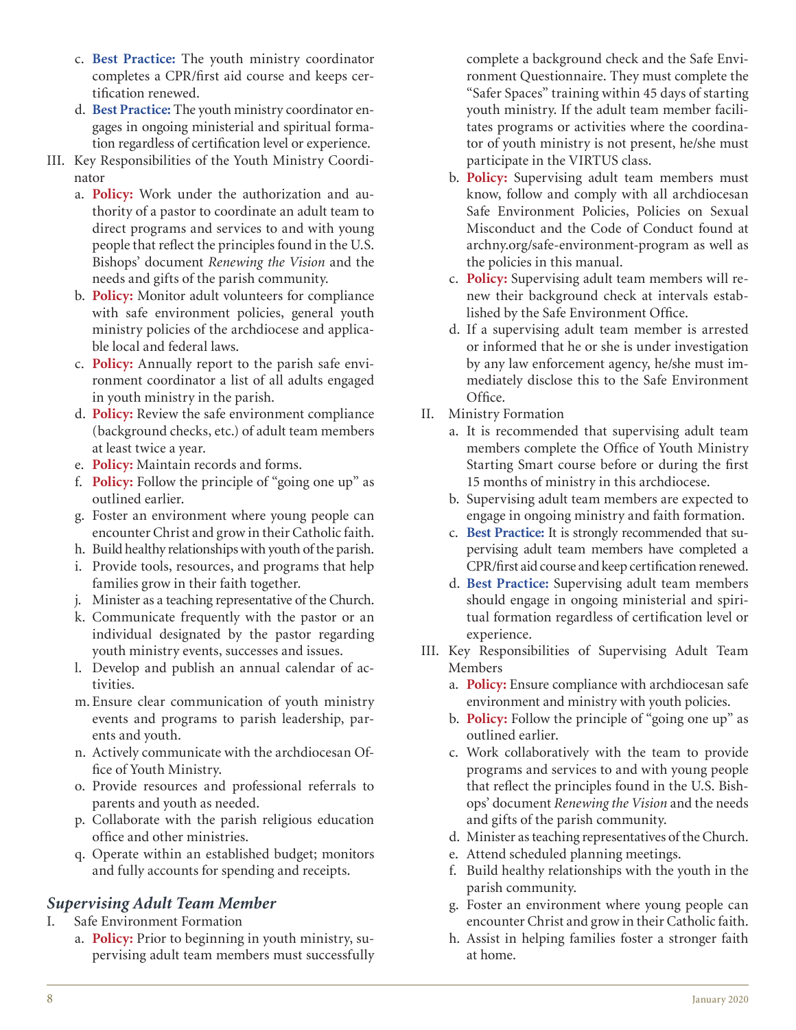c. **Best Practice:** The youth ministry coordinator completes a CPR/first aid course and keeps certification renewed.

d. **Best Practice:** The youth ministry coordinator engages in ongoing ministerial and spiritual formation regardless of certification level or experience.

III. Key Responsibilities of the Youth Ministry Coordinator

a. **Policy:** Work under the authorization and authority of a pastor to coordinate an adult team to direct programs and services to and with young people that reflect the principles found in the U.S. Bishops' document *Renewing the Vision* and the needs and gifts of the parish community.

b. **Policy:** Monitor adult volunteers for compliance with safe environment policies, general youth ministry policies of the archdiocese and applicable local and federal laws.

c. **Policy:** Annually report to the parish safe environment coordinator a list of all adults engaged in youth ministry in the parish.

d. **Policy:** Review the safe environment compliance (background checks, etc.) of adult team members at least twice a year.

e. **Policy:** Maintain records and forms.

f. **Policy:** Follow the principle of "going one up" as outlined earlier.

g. Foster an environment where young people can encounter Christ and grow in their Catholic faith.

h. Build healthy relationships with youth of the parish.

i. Provide tools, resources, and programs that help families grow in their faith together.

j. Minister as a teaching representative of the Church.

k. Communicate frequently with the pastor or an individual designated by the pastor regarding youth ministry events, successes and issues.

l. Develop and publish an annual calendar of activities.

m. Ensure clear communication of youth ministry events and programs to parish leadership, parents and youth.

n. Actively communicate with the archdiocesan Office of Youth Ministry.

o. Provide resources and professional referrals to parents and youth as needed.

p. Collaborate with the parish religious education office and other ministries.

q. Operate within an established budget; monitors and fully accounts for spending and receipts.

## *Supervising Adult Team Member*

I. Safe Environment Formation

a. **Policy:** Prior to beginning in youth ministry, supervising adult team members must successfully complete a background check and the Safe Environment Questionnaire. They must complete the "Safer Spaces" training within 45 days of starting youth ministry. If the adult team member facilitates programs or activities where the coordinator of youth ministry is not present, he/she must participate in the VIRTUS class.

b. **Policy:** Supervising adult team members must know, follow and comply with all archdiocesan Safe Environment Policies, Policies on Sexual Misconduct and the Code of Conduct found at archny.org/safe-environment-program as well as the policies in this manual.

c. **Policy:** Supervising adult team members will renew their background check at intervals established by the Safe Environment Office.

d. If a supervising adult team member is arrested or informed that he or she is under investigation by any law enforcement agency, he/she must immediately disclose this to the Safe Environment Office.

II. Ministry Formation

a. It is recommended that supervising adult team members complete the Office of Youth Ministry Starting Smart course before or during the first 15 months of ministry in this archdiocese.

b. Supervising adult team members are expected to engage in ongoing ministry and faith formation.

c. **Best Practice:** It is strongly recommended that supervising adult team members have completed a CPR/first aid course and keep certification renewed.

d. **Best Practice:** Supervising adult team members should engage in ongoing ministerial and spiritual formation regardless of certification level or experience.

III. Key Responsibilities of Supervising Adult Team Members

a. **Policy:** Ensure compliance with archdiocesan safe environment and ministry with youth policies.

b. **Policy:** Follow the principle of "going one up" as outlined earlier.

c. Work collaboratively with the team to provide programs and services to and with young people that reflect the principles found in the U.S. Bishops' document *Renewing the Vision* and the needs and gifts of the parish community.

d. Minister as teaching representatives of the Church.

e. Attend scheduled planning meetings.

f. Build healthy relationships with the youth in the parish community.

g. Foster an environment where young people can encounter Christ and grow in their Catholic faith.

h. Assist in helping families foster a stronger faith at home.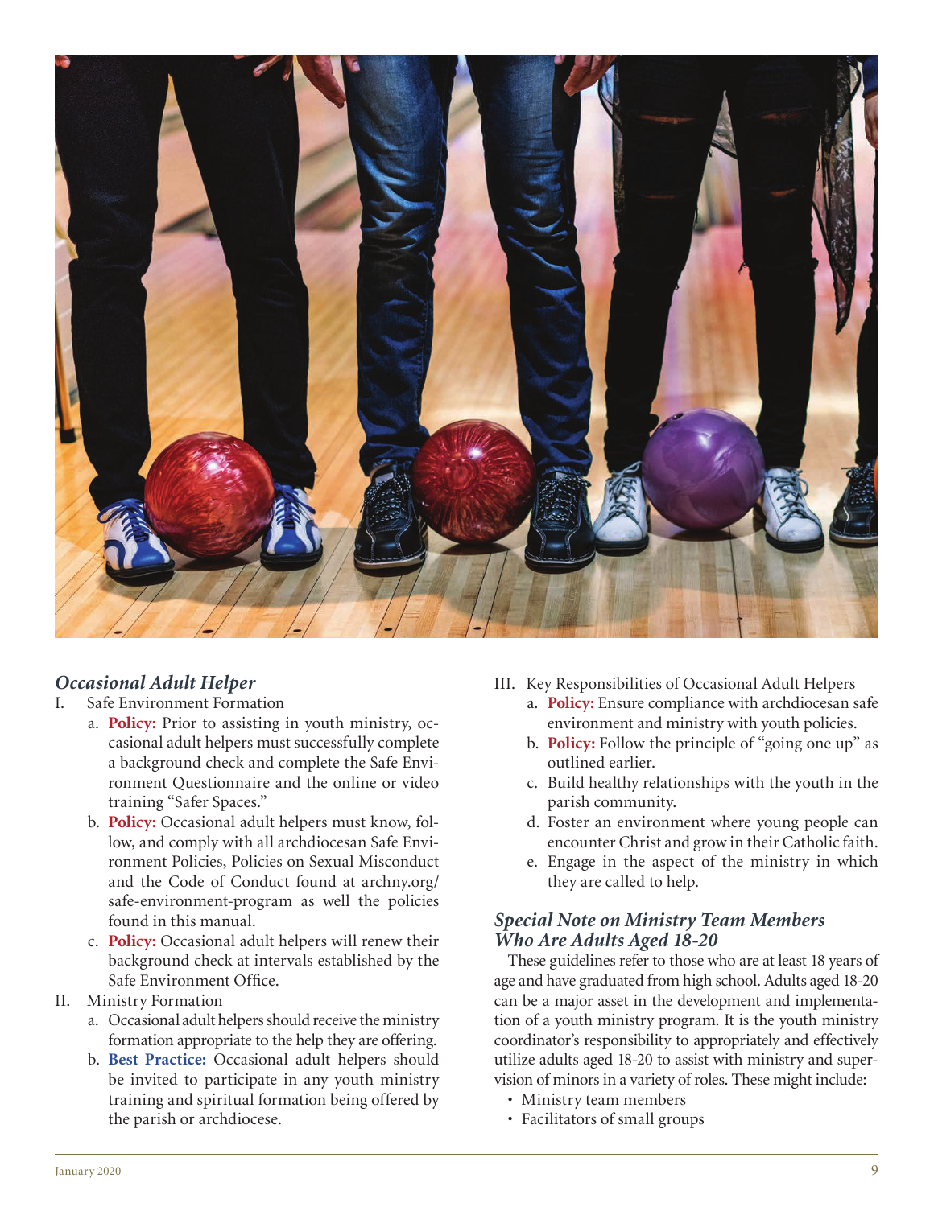### *Occasional Adult Helper*

I. Safe Environment Formation

a. **Policy:** Prior to assisting in youth ministry, occasional adult helpers must successfully complete a background check and complete the Safe Environment Questionnaire and the online or video training "Safer Spaces."

b. **Policy:** Occasional adult helpers must know, follow, and comply with all archdiocesan Safe Environment Policies, Policies on Sexual Misconduct and the Code of Conduct found at archny.org/safe-environment-program as well the policies found in this manual.

c. **Policy:** Occasional adult helpers will renew their background check at intervals established by the Safe Environment Office.

II. Ministry Formation

a. Occasional adult helpers should receive the ministry formation appropriate to the help they are offering.

b. **Best Practice:** Occasional adult helpers should be invited to participate in any youth ministry training and spiritual formation being offered by the parish or archdiocese.

III. Key Responsibilities of Occasional Adult Helpers

a. **Policy:** Ensure compliance with archdiocesan safe environment and ministry with youth policies.

b. **Policy:** Follow the principle of "going one up" as outlined earlier.

c. Build healthy relationships with the youth in the parish community.

d. Foster an environment where young people can encounter Christ and grow in their Catholic faith.

e. Engage in the aspect of the ministry in which they are called to help.

### *Special Note on Ministry Team Members Who Are Adults Aged 18-20*

These guidelines refer to those who are at least 18 years of age and have graduated from high school. Adults aged 18-20 can be a major asset in the development and implementation of a youth ministry program. It is the youth ministry coordinator's responsibility to appropriately and effectively utilize adults aged 18-20 to assist with ministry and supervision of minors in a variety of roles. These might include:

- Ministry team members
- Facilitators of small groups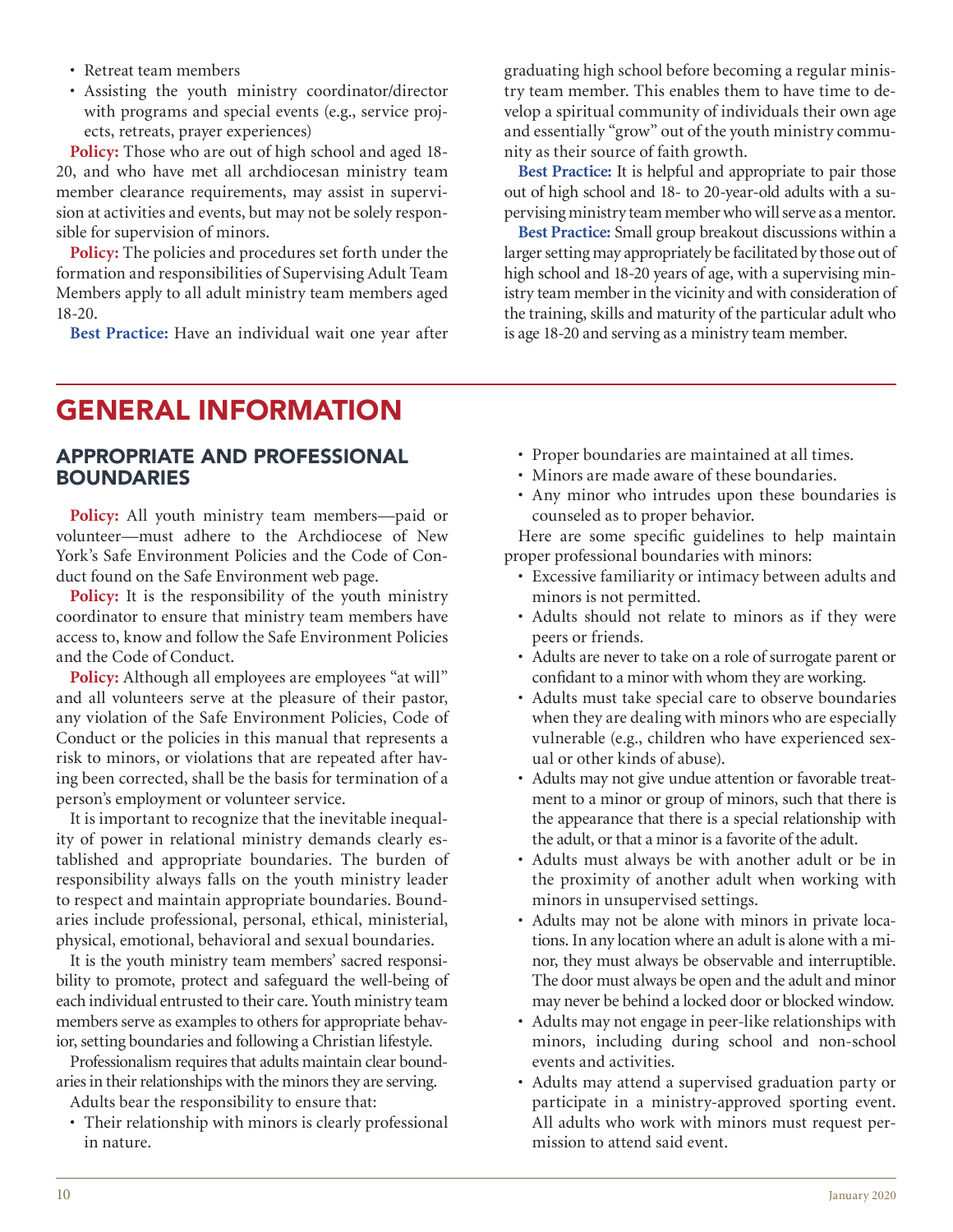- Retreat team members
- Assisting the youth ministry coordinator/director with programs and special events (e.g., service projects, retreats, prayer experiences)

**Policy:** Those who are out of high school and aged 18-20, and who have met all archdiocesan ministry team member clearance requirements, may assist in supervision at activities and events, but may not be solely responsible for supervision of minors.

**Policy:** The policies and procedures set forth under the formation and responsibilities of Supervising Adult Team Members apply to all adult ministry team members aged 18-20.

**Best Practice:** Have an individual wait one year after graduating high school before becoming a regular ministry team member. This enables them to have time to develop a spiritual community of individuals their own age and essentially "grow" out of the youth ministry community as their source of faith growth.

**Best Practice:** It is helpful and appropriate to pair those out of high school and 18- to 20-year-old adults with a supervising ministry team member who will serve as a mentor.

**Best Practice:** Small group breakout discussions within a larger setting may appropriately be facilitated by those out of high school and 18-20 years of age, with a supervising ministry team member in the vicinity and with consideration of the training, skills and maturity of the particular adult who is age 18-20 and serving as a ministry team member.

# GENERAL INFORMATION

## APPROPRIATE AND PROFESSIONAL BOUNDARIES

**Policy:** All youth ministry team members—paid or volunteer—must adhere to the Archdiocese of New York's Safe Environment Policies and the Code of Conduct found on the Safe Environment web page.

**Policy:** It is the responsibility of the youth ministry coordinator to ensure that ministry team members have access to, know and follow the Safe Environment Policies and the Code of Conduct.

**Policy:** Although all employees are employees "at will" and all volunteers serve at the pleasure of their pastor, any violation of the Safe Environment Policies, Code of Conduct or the policies in this manual that represents a risk to minors, or violations that are repeated after having been corrected, shall be the basis for termination of a person's employment or volunteer service.

It is important to recognize that the inevitable inequality of power in relational ministry demands clearly established and appropriate boundaries. The burden of responsibility always falls on the youth ministry leader to respect and maintain appropriate boundaries. Boundaries include professional, personal, ethical, ministerial, physical, emotional, behavioral and sexual boundaries.

It is the youth ministry team members' sacred responsibility to promote, protect and safeguard the well-being of each individual entrusted to their care. Youth ministry team members serve as examples to others for appropriate behavior, setting boundaries and following a Christian lifestyle.

Professionalism requires that adults maintain clear boundaries in their relationships with the minors they are serving.

Adults bear the responsibility to ensure that:

- Their relationship with minors is clearly professional in nature.
- Proper boundaries are maintained at all times.
- Minors are made aware of these boundaries.
- Any minor who intrudes upon these boundaries is counseled as to proper behavior.

Here are some specific guidelines to help maintain proper professional boundaries with minors:

- Excessive familiarity or intimacy between adults and minors is not permitted.
- Adults should not relate to minors as if they were peers or friends.
- Adults are never to take on a role of surrogate parent or confidant to a minor with whom they are working.
- Adults must take special care to observe boundaries when they are dealing with minors who are especially vulnerable (e.g., children who have experienced sexual or other kinds of abuse).
- Adults may not give undue attention or favorable treatment to a minor or group of minors, such that there is the appearance that there is a special relationship with the adult, or that a minor is a favorite of the adult.
- Adults must always be with another adult or be in the proximity of another adult when working with minors in unsupervised settings.
- Adults may not be alone with minors in private locations. In any location where an adult is alone with a minor, they must always be observable and interruptible. The door must always be open and the adult and minor may never be behind a locked door or blocked window.
- Adults may not engage in peer-like relationships with minors, including during school and non-school events and activities.
- Adults may attend a supervised graduation party or participate in a ministry-approved sporting event. All adults who work with minors must request permission to attend said event.